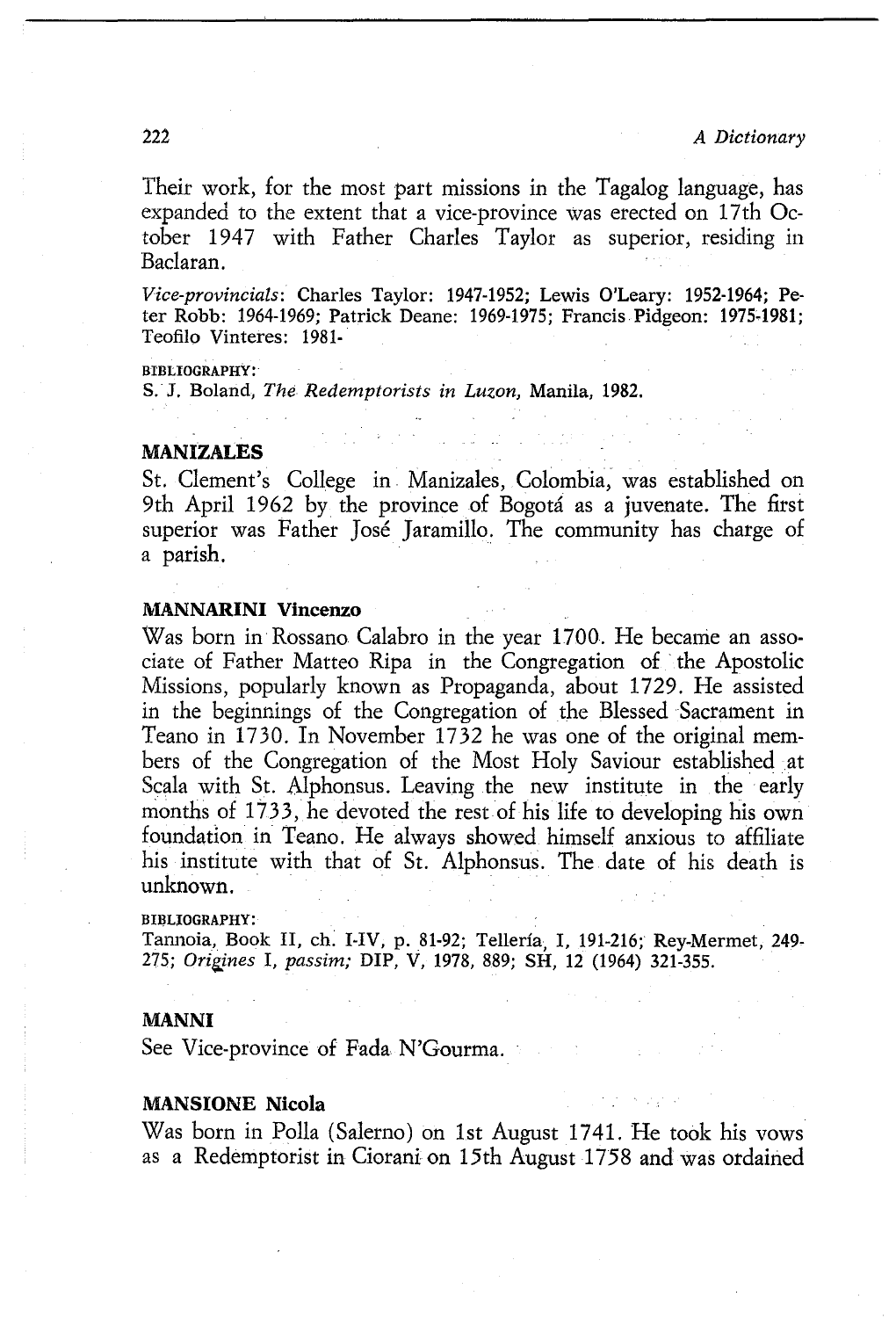Their work, for the most part missions in the Tagalog language, has expanded to the extent that a vice-province was erected on 17th October 1947 with Father Charles Taylor as superior, residing in Baclaran.

*Vice-provincials*: Charles Taylor: 1947-1952; Lewis O'Leary: 1952-1964; Peter Robb: 1964-1969; Patrick Deane: 1969-1975; Francis Pidgeon: 1975-1981; Teofilo Vinteres: 1981-

BIBLIOGRAPHY:
S. J. Boland, *The Redemptorists in Luzon*, Manila, 1982.

### MANIZALES

St. Clement's College in Manizales, Colombia, was established on 9th April 1962 by the province of Bogotá as a juvenate. The first superior was Father José Jaramillo. The community has charge of a parish.

### MANNARINI Vincenzo

Was born in Rossano Calabro in the year 1700. He became an associate of Father Matteo Ripa in the Congregation of the Apostolic Missions, popularly known as Propaganda, about 1729. He assisted in the beginnings of the Congregation of the Blessed Sacrament in Teano in 1730. In November 1732 he was one of the original members of the Congregation of the Most Holy Saviour established at Scala with St. Alphonsus. Leaving the new institute in the early months of 1733, he devoted the rest of his life to developing his own foundation in Teano. He always showed himself anxious to affiliate his institute with that of St. Alphonsus. The date of his death is unknown.

BIBLIOGRAPHY:
Tannoia, Book II, ch. I-IV, p. 81-92; Tellería, I, 191-216; Rey-Mermet, 249-275; *Origines* I, *passim;* DIP, V, 1978, 889; SH, 12 (1964) 321-355.

### MANNI

See Vice-province of Fada N'Gourma.

### MANSIONE Nicola

Was born in Polla (Salerno) on 1st August 1741. He took his vows as a Redemptorist in Ciorani on 15th August 1758 and was ordained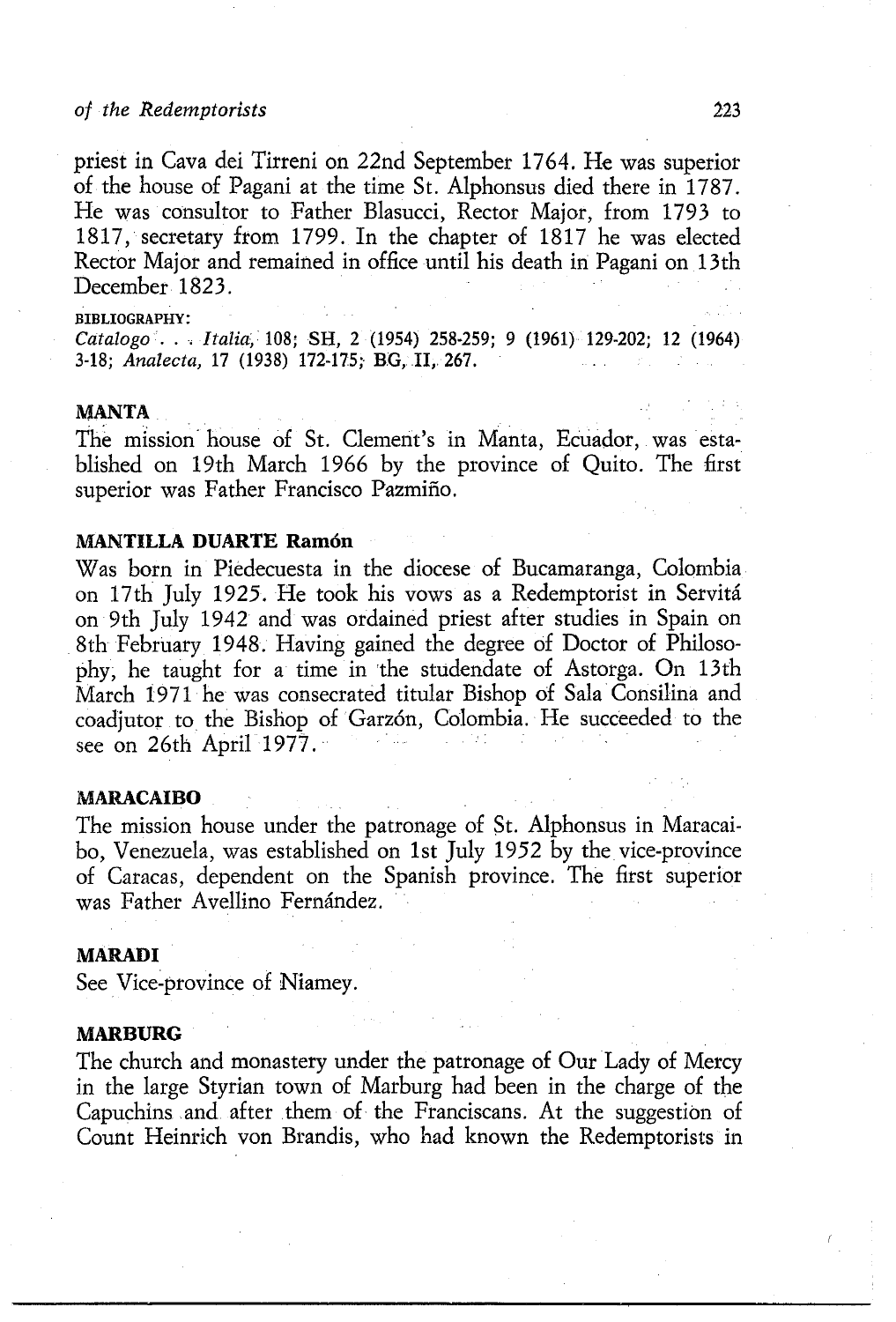priest in Cava dei Tirreni on 22nd September 1764. He was superior of the house of Pagani at the time St. Alphonsus died there in 1787. He was consultor to Father Blasucci, Rector Major, from 1793 to 1817, secretary from 1799. In the chapter of 1817 he was elected Rector Major and remained in office until his death in Pagani on 13th December 1823.

BIBLIOGRAPHY:
*Catalogo . . . Italia*, 108; SH, 2 (1954) 258-259; 9 (1961) 129-202; 12 (1964) 3-18; *Analecta*, 17 (1938) 172-175; BG, II, 267.

### MANTA

The mission house of St. Clement's in Manta, Ecuador, was established on 19th March 1966 by the province of Quito. The first superior was Father Francisco Pazmiño.

### MANTILLA DUARTE Ramón

Was born in Piedecuesta in the diocese of Bucamaranga, Colombia on 17th July 1925. He took his vows as a Redemptorist in Servitá on 9th July 1942 and was ordained priest after studies in Spain on 8th February 1948. Having gained the degree of Doctor of Philosophy, he taught for a time in the studendate of Astorga. On 13th March 1971 he was consecrated titular Bishop of Sala Consilina and coadjutor to the Bishop of Garzón, Colombia. He succeeded to the see on 26th April 1977.

### MARACAIBO

The mission house under the patronage of St. Alphonsus in Maracaibo, Venezuela, was established on 1st July 1952 by the vice-province of Caracas, dependent on the Spanish province. The first superior was Father Avellino Fernández.

### MARADI

See Vice-province of Niamey.

### MARBURG

The church and monastery under the patronage of Our Lady of Mercy in the large Styrian town of Marburg had been in the charge of the Capuchins and after them of the Franciscans. At the suggestion of Count Heinrich von Brandis, who had known the Redemptorists in